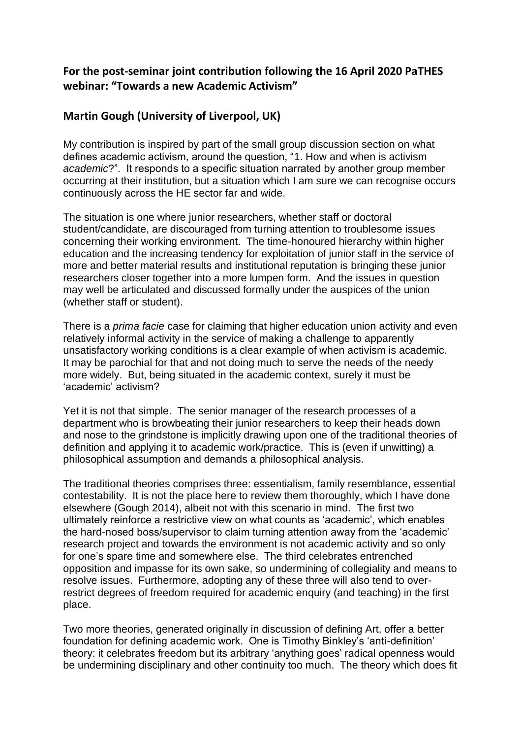## For the post-seminar joint contribution following the 16 April 2020 PaTHES webinar: "Towards a new Academic Activism"

## Martin Gough (University of Liverpool, UK)

My contribution is inspired by part of the small group discussion section on what defines academic activism, around the question, "1. How and when is activism *academic*?". It responds to a specific situation narrated by another group member occurring at their institution, but a situation which I am sure we can recognise occurs continuously across the HE sector far and wide.

The situation is one where junior researchers, whether staff or doctoral student/candidate, are discouraged from turning attention to troublesome issues concerning their working environment. The time-honoured hierarchy within higher education and the increasing tendency for exploitation of junior staff in the service of more and better material results and institutional reputation is bringing these junior researchers closer together into a more lumpen form. And the issues in question may well be articulated and discussed formally under the auspices of the union (whether staff or student).

There is a *prima facie* case for claiming that higher education union activity and even relatively informal activity in the service of making a challenge to apparently unsatisfactory working conditions is a clear example of when activism is academic. It may be parochial for that and not doing much to serve the needs of the needy more widely. But, being situated in the academic context, surely it must be 'academic' activism?

Yet it is not that simple. The senior manager of the research processes of a department who is browbeating their junior researchers to keep their heads down and nose to the grindstone is implicitly drawing upon one of the traditional theories of definition and applying it to academic work/practice. This is (even if unwitting) a philosophical assumption and demands a philosophical analysis.

The traditional theories comprises three: essentialism, family resemblance, essential contestability. It is not the place here to review them thoroughly, which I have done elsewhere (Gough 2014), albeit not with this scenario in mind. The first two ultimately reinforce a restrictive view on what counts as 'academic', which enables the hard-nosed boss/supervisor to claim turning attention away from the 'academic' research project and towards the environment is not academic activity and so only for one's spare time and somewhere else. The third celebrates entrenched opposition and impasse for its own sake, so undermining of collegiality and means to resolve issues. Furthermore, adopting any of these three will also tend to over-restrict degrees of freedom required for academic enquiry (and teaching) in the first place.

Two more theories, generated originally in discussion of defining Art, offer a better foundation for defining academic work. One is Timothy Binkley's 'anti-definition' theory: it celebrates freedom but its arbitrary 'anything goes' radical openness would be undermining disciplinary and other continuity too much. The theory which does fit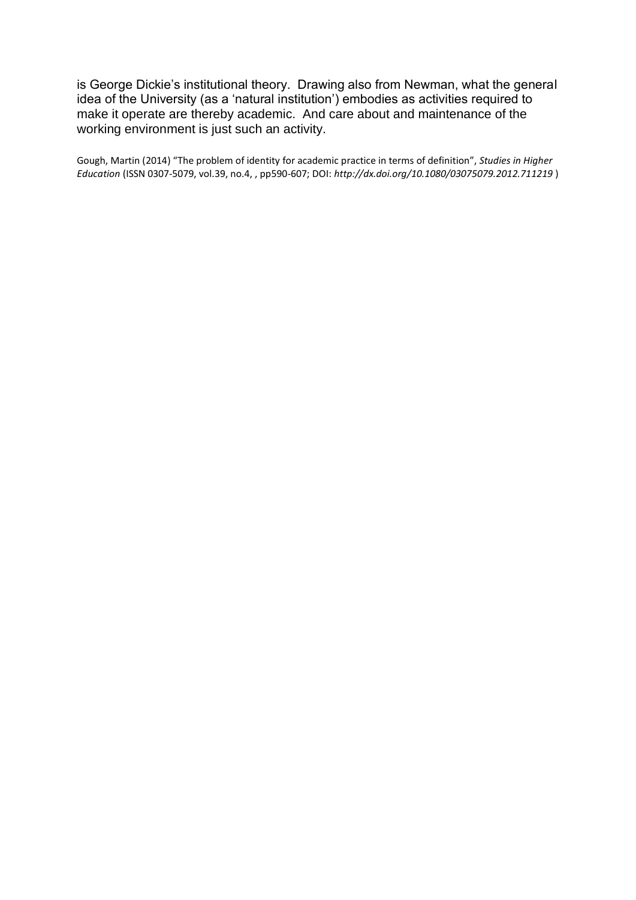is George Dickie's institutional theory. Drawing also from Newman, what the general idea of the University (as a 'natural institution') embodies as activities required to make it operate are thereby academic. And care about and maintenance of the working environment is just such an activity.

Gough, Martin (2014) "The problem of identity for academic practice in terms of definition", *Studies in Higher Education* (ISSN 0307-5079, vol.39, no.4, , pp590-607; DOI: *http://dx.doi.org/10.1080/03075079.2012.711219* )